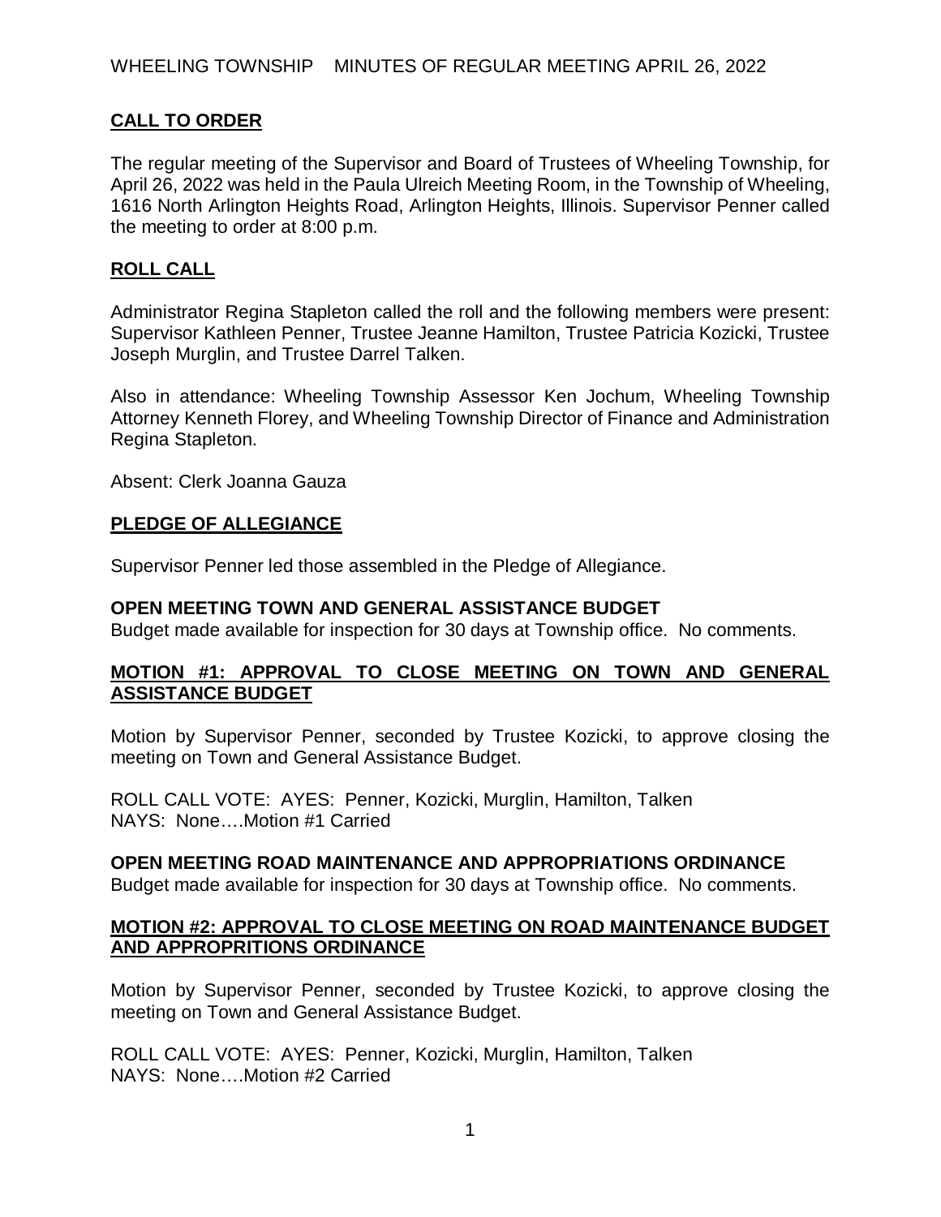WHEELING TOWNSHIP MINUTES OF REGULAR MEETING APRIL 26, 2022

## CALL TO ORDER

The regular meeting of the Supervisor and Board of Trustees of Wheeling Township, for April 26, 2022 was held in the Paula Ulreich Meeting Room, in the Township of Wheeling, 1616 North Arlington Heights Road, Arlington Heights, Illinois. Supervisor Penner called the meeting to order at 8:00 p.m.

## ROLL CALL

Administrator Regina Stapleton called the roll and the following members were present: Supervisor Kathleen Penner, Trustee Jeanne Hamilton, Trustee Patricia Kozicki, Trustee Joseph Murglin, and Trustee Darrel Talken.

Also in attendance: Wheeling Township Assessor Ken Jochum, Wheeling Township Attorney Kenneth Florey, and Wheeling Township Director of Finance and Administration Regina Stapleton.

Absent: Clerk Joanna Gauza

## PLEDGE OF ALLEGIANCE

Supervisor Penner led those assembled in the Pledge of Allegiance.

### OPEN MEETING TOWN AND GENERAL ASSISTANCE BUDGET

Budget made available for inspection for 30 days at Township office. No comments.

## MOTION #1: APPROVAL TO CLOSE MEETING ON TOWN AND GENERAL ASSISTANCE BUDGET

Motion by Supervisor Penner, seconded by Trustee Kozicki, to approve closing the meeting on Town and General Assistance Budget.

ROLL CALL VOTE: AYES: Penner, Kozicki, Murglin, Hamilton, Talken
NAYS: None….Motion #1 Carried

### OPEN MEETING ROAD MAINTENANCE AND APPROPRIATIONS ORDINANCE

Budget made available for inspection for 30 days at Township office. No comments.

## MOTION #2: APPROVAL TO CLOSE MEETING ON ROAD MAINTENANCE BUDGET AND APPROPRITIONS ORDINANCE

Motion by Supervisor Penner, seconded by Trustee Kozicki, to approve closing the meeting on Town and General Assistance Budget.

ROLL CALL VOTE: AYES: Penner, Kozicki, Murglin, Hamilton, Talken
NAYS: None….Motion #2 Carried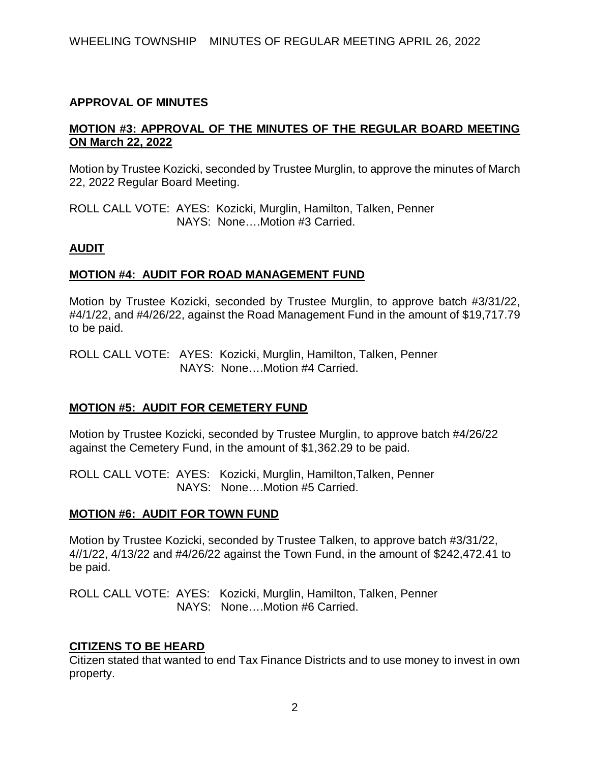## APPROVAL OF MINUTES

### MOTION #3: APPROVAL OF THE MINUTES OF THE REGULAR BOARD MEETING ON March 22, 2022

Motion by Trustee Kozicki, seconded by Trustee Murglin, to approve the minutes of March 22, 2022 Regular Board Meeting.

ROLL CALL VOTE: AYES: Kozicki, Murglin, Hamilton, Talken, Penner
NAYS: None….Motion #3 Carried.

## AUDIT

### MOTION #4: AUDIT FOR ROAD MANAGEMENT FUND

Motion by Trustee Kozicki, seconded by Trustee Murglin, to approve batch #3/31/22, #4/1/22, and #4/26/22, against the Road Management Fund in the amount of $19,717.79 to be paid.

ROLL CALL VOTE: AYES: Kozicki, Murglin, Hamilton, Talken, Penner
NAYS: None….Motion #4 Carried.

### MOTION #5: AUDIT FOR CEMETERY FUND

Motion by Trustee Kozicki, seconded by Trustee Murglin, to approve batch #4/26/22 against the Cemetery Fund, in the amount of $1,362.29 to be paid.

ROLL CALL VOTE: AYES: Kozicki, Murglin, Hamilton,Talken, Penner
NAYS: None….Motion #5 Carried.

### MOTION #6: AUDIT FOR TOWN FUND

Motion by Trustee Kozicki, seconded by Trustee Talken, to approve batch #3/31/22, 4//1/22, 4/13/22 and #4/26/22 against the Town Fund, in the amount of $242,472.41 to be paid.

ROLL CALL VOTE: AYES: Kozicki, Murglin, Hamilton, Talken, Penner
NAYS: None….Motion #6 Carried.

## CITIZENS TO BE HEARD

Citizen stated that wanted to end Tax Finance Districts and to use money to invest in own property.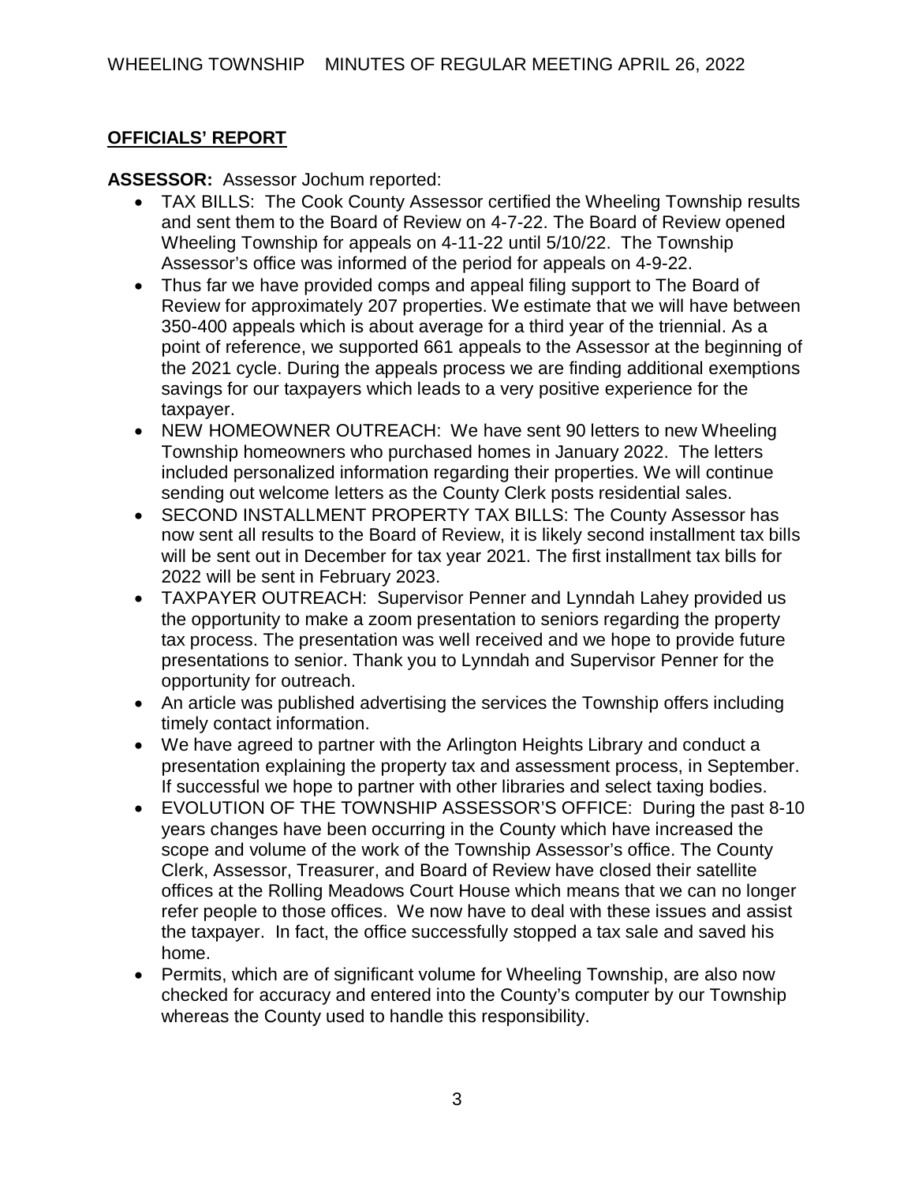## OFFICIALS' REPORT

**ASSESSOR:** Assessor Jochum reported:

- TAX BILLS: The Cook County Assessor certified the Wheeling Township results and sent them to the Board of Review on 4-7-22. The Board of Review opened Wheeling Township for appeals on 4-11-22 until 5/10/22. The Township Assessor's office was informed of the period for appeals on 4-9-22.
- Thus far we have provided comps and appeal filing support to The Board of Review for approximately 207 properties. We estimate that we will have between 350-400 appeals which is about average for a third year of the triennial. As a point of reference, we supported 661 appeals to the Assessor at the beginning of the 2021 cycle. During the appeals process we are finding additional exemptions savings for our taxpayers which leads to a very positive experience for the taxpayer.
- NEW HOMEOWNER OUTREACH: We have sent 90 letters to new Wheeling Township homeowners who purchased homes in January 2022. The letters included personalized information regarding their properties. We will continue sending out welcome letters as the County Clerk posts residential sales.
- SECOND INSTALLMENT PROPERTY TAX BILLS: The County Assessor has now sent all results to the Board of Review, it is likely second installment tax bills will be sent out in December for tax year 2021. The first installment tax bills for 2022 will be sent in February 2023.
- TAXPAYER OUTREACH: Supervisor Penner and Lynndah Lahey provided us the opportunity to make a zoom presentation to seniors regarding the property tax process. The presentation was well received and we hope to provide future presentations to senior. Thank you to Lynndah and Supervisor Penner for the opportunity for outreach.
- An article was published advertising the services the Township offers including timely contact information.
- We have agreed to partner with the Arlington Heights Library and conduct a presentation explaining the property tax and assessment process, in September. If successful we hope to partner with other libraries and select taxing bodies.
- EVOLUTION OF THE TOWNSHIP ASSESSOR'S OFFICE: During the past 8-10 years changes have been occurring in the County which have increased the scope and volume of the work of the Township Assessor's office. The County Clerk, Assessor, Treasurer, and Board of Review have closed their satellite offices at the Rolling Meadows Court House which means that we can no longer refer people to those offices. We now have to deal with these issues and assist the taxpayer. In fact, the office successfully stopped a tax sale and saved his home.
- Permits, which are of significant volume for Wheeling Township, are also now checked for accuracy and entered into the County's computer by our Township whereas the County used to handle this responsibility.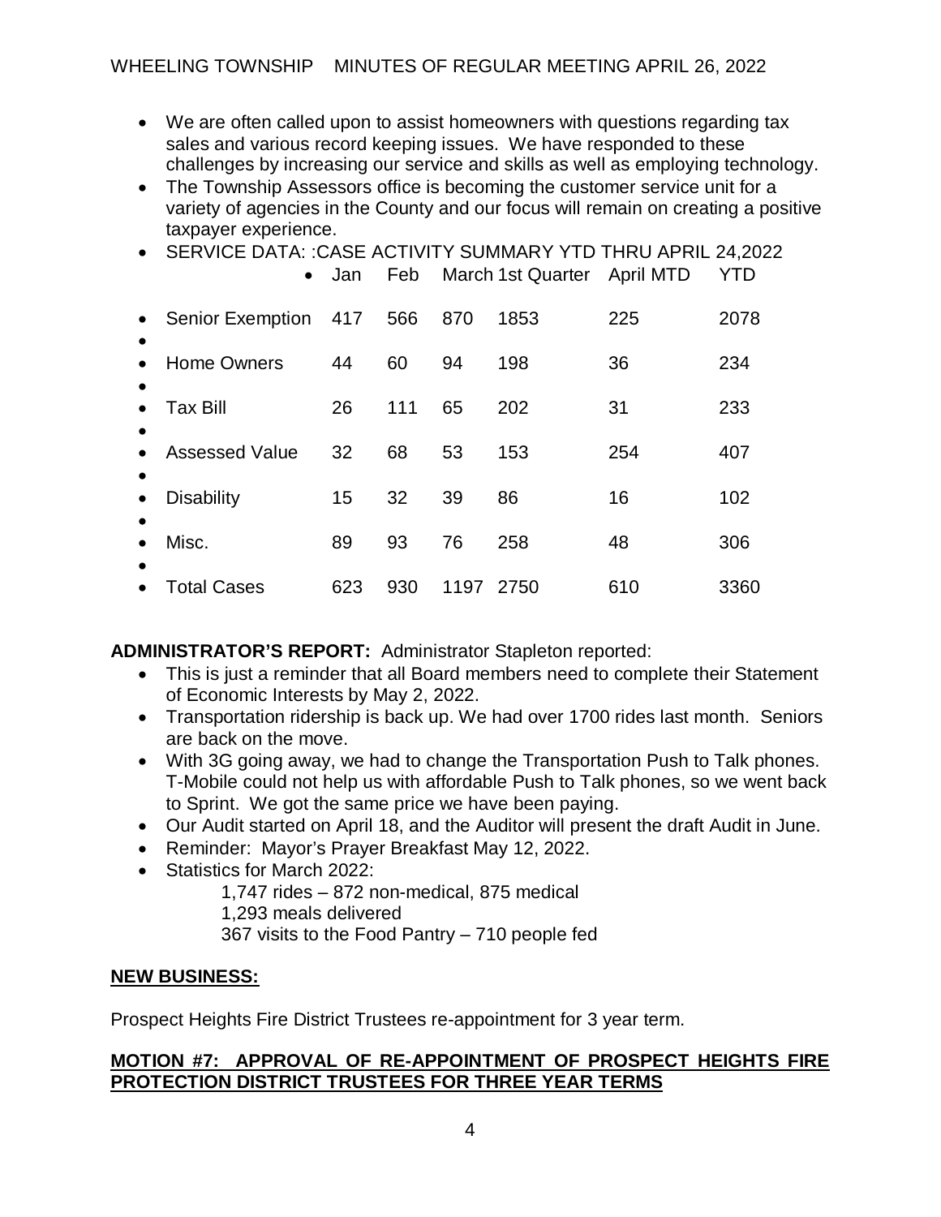- We are often called upon to assist homeowners with questions regarding tax sales and various record keeping issues. We have responded to these challenges by increasing our service and skills as well as employing technology.
- The Township Assessors office is becoming the customer service unit for a variety of agencies in the County and our focus will remain on creating a positive taxpayer experience.
- SERVICE DATA: :CASE ACTIVITY SUMMARY YTD THRU APRIL 24,2022

| | Jan | Feb | March | 1st Quarter | April MTD | YTD |
|---|---|---|---|---|---|---|
| Senior Exemption | 417 | 566 | 870 | 1853 | 225 | 2078 |
| Home Owners | 44 | 60 | 94 | 198 | 36 | 234 |
| Tax Bill | 26 | 111 | 65 | 202 | 31 | 233 |
| Assessed Value | 32 | 68 | 53 | 153 | 254 | 407 |
| Disability | 15 | 32 | 39 | 86 | 16 | 102 |
| Misc. | 89 | 93 | 76 | 258 | 48 | 306 |
| Total Cases | 623 | 930 | 1197 | 2750 | 610 | 3360 |

**ADMINISTRATOR'S REPORT:** Administrator Stapleton reported:

- This is just a reminder that all Board members need to complete their Statement of Economic Interests by May 2, 2022.
- Transportation ridership is back up. We had over 1700 rides last month. Seniors are back on the move.
- With 3G going away, we had to change the Transportation Push to Talk phones. T-Mobile could not help us with affordable Push to Talk phones, so we went back to Sprint. We got the same price we have been paying.
- Our Audit started on April 18, and the Auditor will present the draft Audit in June.
- Reminder: Mayor's Prayer Breakfast May 12, 2022.
- Statistics for March 2022:

  1,747 rides – 872 non-medical, 875 medical
  1,293 meals delivered
  367 visits to the Food Pantry – 710 people fed

**NEW BUSINESS:**

Prospect Heights Fire District Trustees re-appointment for 3 year term.

**MOTION #7: APPROVAL OF RE-APPOINTMENT OF PROSPECT HEIGHTS FIRE PROTECTION DISTRICT TRUSTEES FOR THREE YEAR TERMS**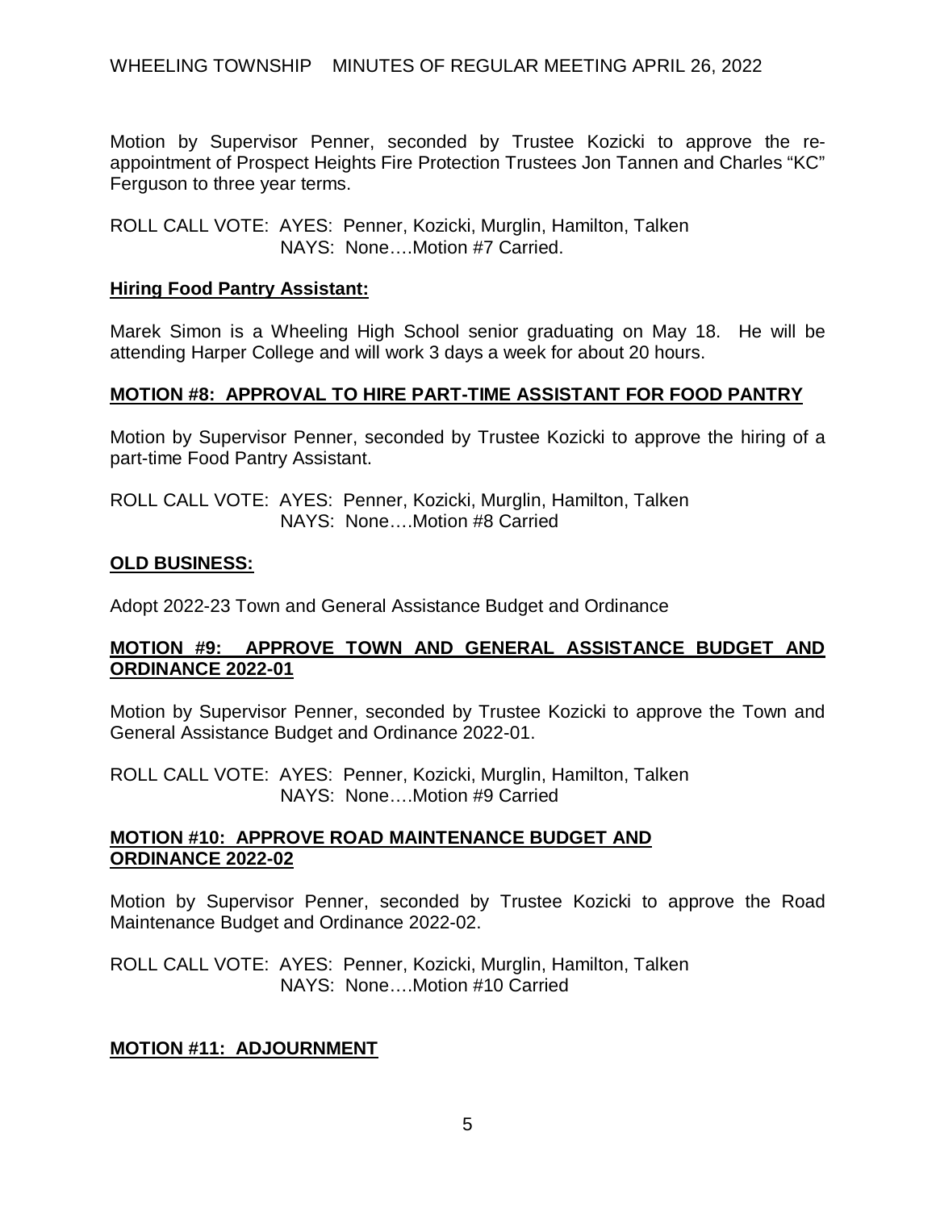Motion by Supervisor Penner, seconded by Trustee Kozicki to approve the re-appointment of Prospect Heights Fire Protection Trustees Jon Tannen and Charles "KC" Ferguson to three year terms.

ROLL CALL VOTE: AYES: Penner, Kozicki, Murglin, Hamilton, Talken
NAYS: None….Motion #7 Carried.

**Hiring Food Pantry Assistant:**

Marek Simon is a Wheeling High School senior graduating on May 18. He will be attending Harper College and will work 3 days a week for about 20 hours.

**MOTION #8: APPROVAL TO HIRE PART-TIME ASSISTANT FOR FOOD PANTRY**

Motion by Supervisor Penner, seconded by Trustee Kozicki to approve the hiring of a part-time Food Pantry Assistant.

ROLL CALL VOTE: AYES: Penner, Kozicki, Murglin, Hamilton, Talken
NAYS: None….Motion #8 Carried

**OLD BUSINESS:**

Adopt 2022-23 Town and General Assistance Budget and Ordinance

**MOTION #9: APPROVE TOWN AND GENERAL ASSISTANCE BUDGET AND ORDINANCE 2022-01**

Motion by Supervisor Penner, seconded by Trustee Kozicki to approve the Town and General Assistance Budget and Ordinance 2022-01.

ROLL CALL VOTE: AYES: Penner, Kozicki, Murglin, Hamilton, Talken
NAYS: None….Motion #9 Carried

**MOTION #10: APPROVE ROAD MAINTENANCE BUDGET AND ORDINANCE 2022-02**

Motion by Supervisor Penner, seconded by Trustee Kozicki to approve the Road Maintenance Budget and Ordinance 2022-02.

ROLL CALL VOTE: AYES: Penner, Kozicki, Murglin, Hamilton, Talken
NAYS: None….Motion #10 Carried

**MOTION #11: ADJOURNMENT**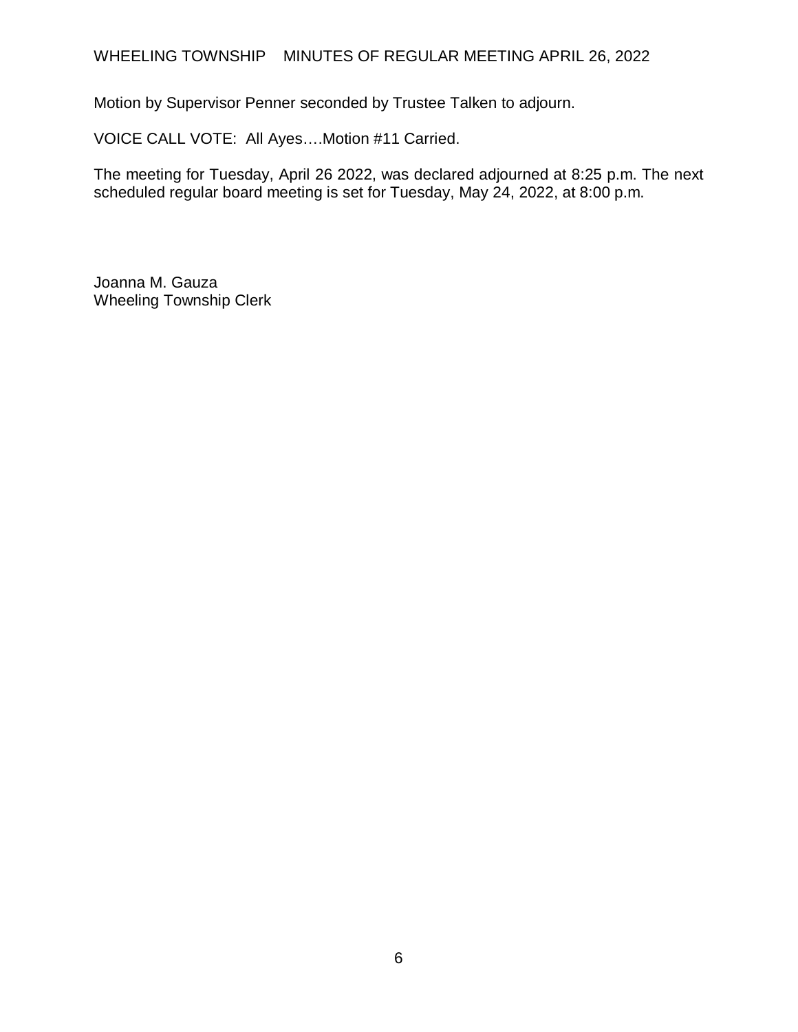Motion by Supervisor Penner seconded by Trustee Talken to adjourn.

VOICE CALL VOTE: All Ayes….Motion #11 Carried.

The meeting for Tuesday, April 26 2022, was declared adjourned at 8:25 p.m. The next scheduled regular board meeting is set for Tuesday, May 24, 2022, at 8:00 p.m.

Joanna M. Gauza
Wheeling Township Clerk